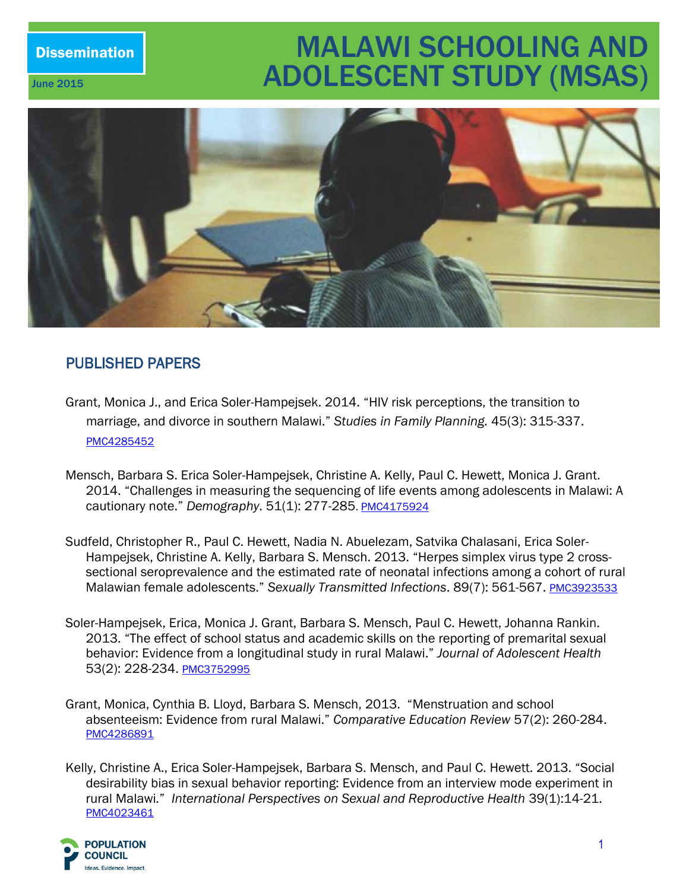Dissemination

June 2015

# MALAWI SCHOOLING AND ADOLESCENT STUDY (MSAS)

## PUBLISHED PAPERS

Grant, Monica J., and Erica Soler-Hampejsek. 2014. "HIV risk perceptions, the transition to marriage, and divorce in southern Malawi." *Studies in Family Planning.* 45(3): 315-337. PMC4285452

Mensch, Barbara S. Erica Soler-Hampejsek, Christine A. Kelly, Paul C. Hewett, Monica J. Grant. 2014. "Challenges in measuring the sequencing of life events among adolescents in Malawi: A cautionary note." *Demography*. 51(1): 277-285. PMC4175924

Sudfeld, Christopher R., Paul C. Hewett, Nadia N. Abuelezam, Satvika Chalasani, Erica Soler-Hampejsek, Christine A. Kelly, Barbara S. Mensch. 2013. "Herpes simplex virus type 2 cross-sectional seroprevalence and the estimated rate of neonatal infections among a cohort of rural Malawian female adolescents." *Sexually Transmitted Infections*. 89(7): 561-567. PMC3923533

Soler-Hampejsek, Erica, Monica J. Grant, Barbara S. Mensch, Paul C. Hewett, Johanna Rankin. 2013. "The effect of school status and academic skills on the reporting of premarital sexual behavior: Evidence from a longitudinal study in rural Malawi." *Journal of Adolescent Health* 53(2): 228-234. PMC3752995

Grant, Monica, Cynthia B. Lloyd, Barbara S. Mensch, 2013. "Menstruation and school absenteeism: Evidence from rural Malawi." *Comparative Education Review* 57(2): 260-284. PMC4286891

Kelly, Christine A., Erica Soler-Hampejsek, Barbara S. Mensch, and Paul C. Hewett. 2013. "Social desirability bias in sexual behavior reporting: Evidence from an interview mode experiment in rural Malawi." *International Perspectives on Sexual and Reproductive Health* 39(1):14-21. PMC4023461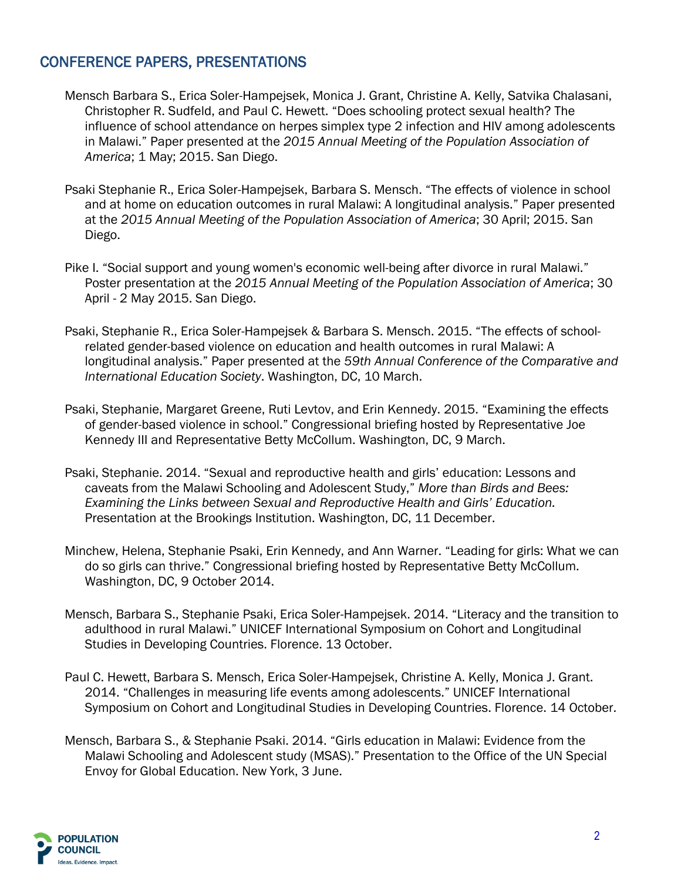## CONFERENCE PAPERS, PRESENTATIONS

Mensch Barbara S., Erica Soler-Hampejsek, Monica J. Grant, Christine A. Kelly, Satvika Chalasani, Christopher R. Sudfeld, and Paul C. Hewett. "Does schooling protect sexual health? The influence of school attendance on herpes simplex type 2 infection and HIV among adolescents in Malawi." Paper presented at the *2015 Annual Meeting of the Population Association of America*; 1 May; 2015. San Diego.

Psaki Stephanie R., Erica Soler-Hampejsek, Barbara S. Mensch. "The effects of violence in school and at home on education outcomes in rural Malawi: A longitudinal analysis." Paper presented at the *2015 Annual Meeting of the Population Association of America*; 30 April; 2015. San Diego.

Pike I. "Social support and young women's economic well-being after divorce in rural Malawi." Poster presentation at the *2015 Annual Meeting of the Population Association of America*; 30 April - 2 May 2015. San Diego.

Psaki, Stephanie R., Erica Soler-Hampejsek & Barbara S. Mensch. 2015. "The effects of school-related gender-based violence on education and health outcomes in rural Malawi: A longitudinal analysis." Paper presented at the *59th Annual Conference of the Comparative and International Education Society*. Washington, DC, 10 March.

Psaki, Stephanie, Margaret Greene, Ruti Levtov, and Erin Kennedy. 2015. "Examining the effects of gender-based violence in school." Congressional briefing hosted by Representative Joe Kennedy III and Representative Betty McCollum. Washington, DC, 9 March.

Psaki, Stephanie. 2014. "Sexual and reproductive health and girls' education: Lessons and caveats from the Malawi Schooling and Adolescent Study," *More than Birds and Bees: Examining the Links between Sexual and Reproductive Health and Girls' Education.* Presentation at the Brookings Institution. Washington, DC, 11 December.

Minchew, Helena, Stephanie Psaki, Erin Kennedy, and Ann Warner. "Leading for girls: What we can do so girls can thrive." Congressional briefing hosted by Representative Betty McCollum. Washington, DC, 9 October 2014.

Mensch, Barbara S., Stephanie Psaki, Erica Soler-Hampejsek. 2014. "Literacy and the transition to adulthood in rural Malawi." UNICEF International Symposium on Cohort and Longitudinal Studies in Developing Countries. Florence. 13 October.

Paul C. Hewett, Barbara S. Mensch, Erica Soler-Hampejsek, Christine A. Kelly, Monica J. Grant. 2014. "Challenges in measuring life events among adolescents." UNICEF International Symposium on Cohort and Longitudinal Studies in Developing Countries. Florence. 14 October.

Mensch, Barbara S., & Stephanie Psaki. 2014. "Girls education in Malawi: Evidence from the Malawi Schooling and Adolescent study (MSAS)." Presentation to the Office of the UN Special Envoy for Global Education. New York, 3 June.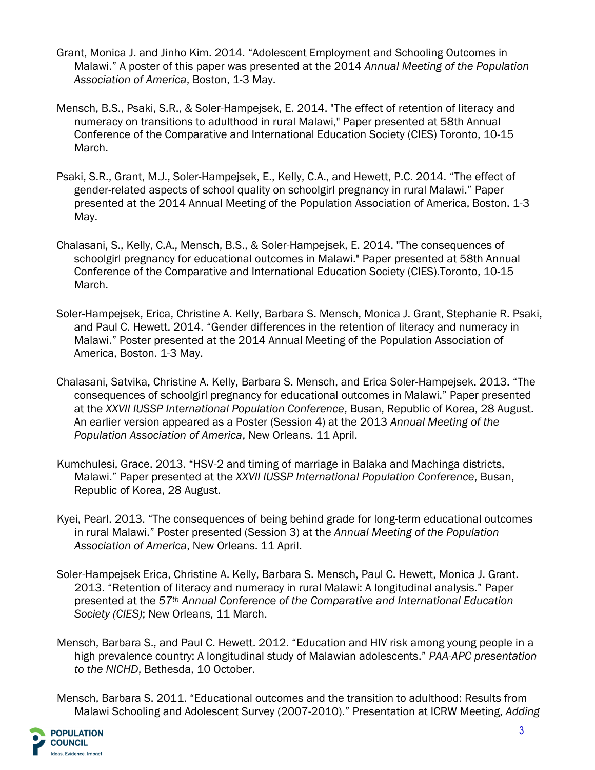Grant, Monica J. and Jinho Kim. 2014. "Adolescent Employment and Schooling Outcomes in Malawi." A poster of this paper was presented at the 2014 *Annual Meeting of the Population Association of America*, Boston, 1-3 May.

Mensch, B.S., Psaki, S.R., & Soler-Hampejsek, E. 2014. "The effect of retention of literacy and numeracy on transitions to adulthood in rural Malawi," Paper presented at 58th Annual Conference of the Comparative and International Education Society (CIES) Toronto, 10-15 March.

Psaki, S.R., Grant, M.J., Soler-Hampejsek, E., Kelly, C.A., and Hewett, P.C. 2014. "The effect of gender-related aspects of school quality on schoolgirl pregnancy in rural Malawi." Paper presented at the 2014 Annual Meeting of the Population Association of America, Boston. 1-3 May.

Chalasani, S., Kelly, C.A., Mensch, B.S., & Soler-Hampejsek, E. 2014. "The consequences of schoolgirl pregnancy for educational outcomes in Malawi." Paper presented at 58th Annual Conference of the Comparative and International Education Society (CIES).Toronto, 10-15 March.

Soler-Hampejsek, Erica, Christine A. Kelly, Barbara S. Mensch, Monica J. Grant, Stephanie R. Psaki, and Paul C. Hewett. 2014. "Gender differences in the retention of literacy and numeracy in Malawi." Poster presented at the 2014 Annual Meeting of the Population Association of America, Boston. 1-3 May.

Chalasani, Satvika, Christine A. Kelly, Barbara S. Mensch, and Erica Soler-Hampejsek. 2013. "The consequences of schoolgirl pregnancy for educational outcomes in Malawi." Paper presented at the *XXVII IUSSP International Population Conference*, Busan, Republic of Korea, 28 August. An earlier version appeared as a Poster (Session 4) at the 2013 *Annual Meeting of the Population Association of America*, New Orleans. 11 April.

Kumchulesi, Grace. 2013. "HSV-2 and timing of marriage in Balaka and Machinga districts, Malawi." Paper presented at the *XXVII IUSSP International Population Conference*, Busan, Republic of Korea, 28 August.

Kyei, Pearl. 2013. "The consequences of being behind grade for long-term educational outcomes in rural Malawi." Poster presented (Session 3) at the *Annual Meeting of the Population Association of America*, New Orleans. 11 April.

Soler-Hampejsek Erica, Christine A. Kelly, Barbara S. Mensch, Paul C. Hewett, Monica J. Grant. 2013. "Retention of literacy and numeracy in rural Malawi: A longitudinal analysis." Paper presented at the *57th Annual Conference of the Comparative and International Education Society (CIES)*; New Orleans, 11 March.

Mensch, Barbara S., and Paul C. Hewett. 2012. "Education and HIV risk among young people in a high prevalence country: A longitudinal study of Malawian adolescents." *PAA-APC presentation to the NICHD*, Bethesda, 10 October.

Mensch, Barbara S. 2011. "Educational outcomes and the transition to adulthood: Results from Malawi Schooling and Adolescent Survey (2007-2010)." Presentation at ICRW Meeting, *Adding*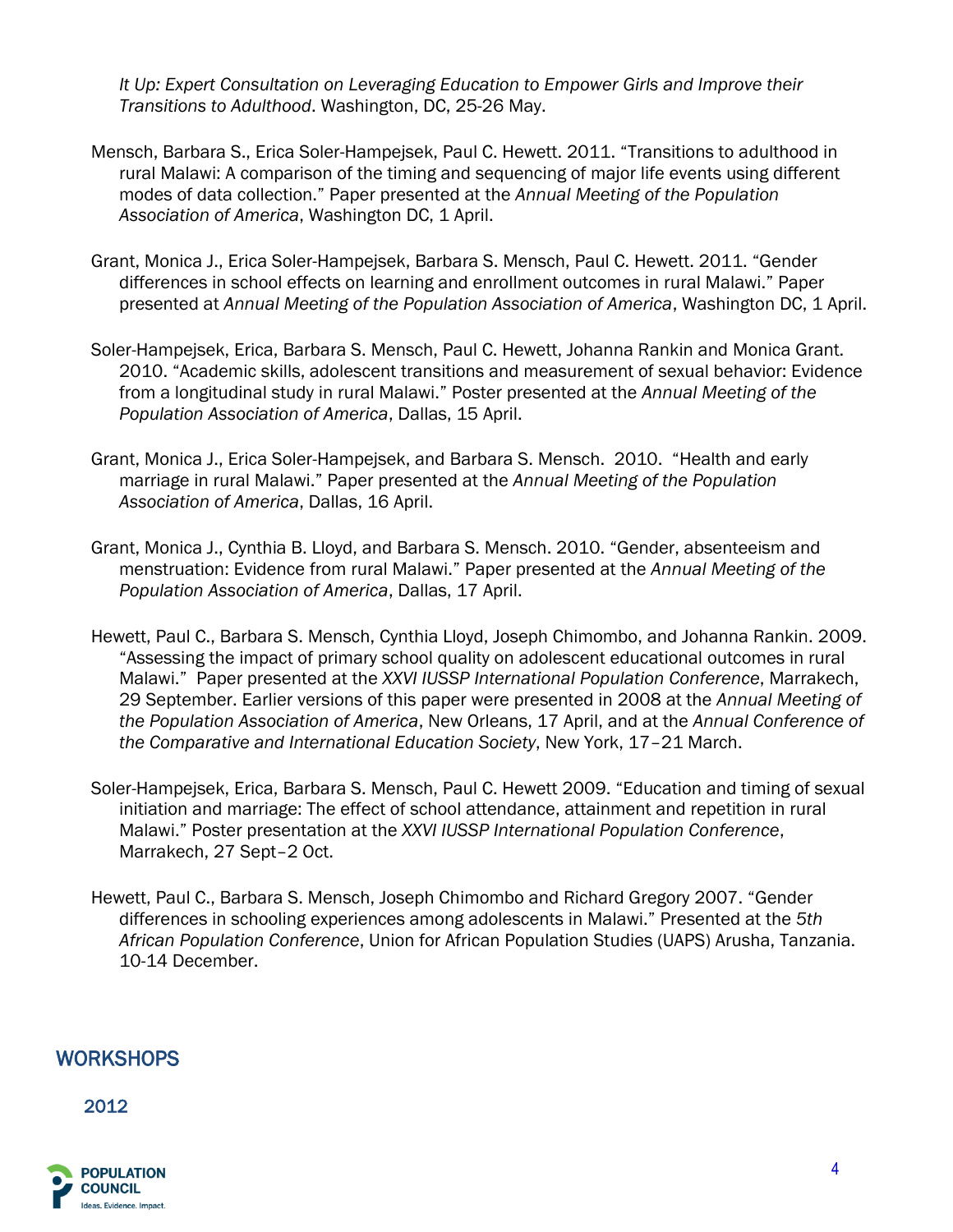*It Up: Expert Consultation on Leveraging Education to Empower Girls and Improve their Transitions to Adulthood*. Washington, DC, 25-26 May.

Mensch, Barbara S., Erica Soler-Hampejsek, Paul C. Hewett. 2011. “Transitions to adulthood in rural Malawi: A comparison of the timing and sequencing of major life events using different modes of data collection.” Paper presented at the *Annual Meeting of the Population Association of America*, Washington DC, 1 April.

Grant, Monica J., Erica Soler-Hampejsek, Barbara S. Mensch, Paul C. Hewett. 2011. “Gender differences in school effects on learning and enrollment outcomes in rural Malawi.” Paper presented at *Annual Meeting of the Population Association of America*, Washington DC, 1 April.

Soler-Hampejsek, Erica, Barbara S. Mensch, Paul C. Hewett, Johanna Rankin and Monica Grant. 2010. “Academic skills, adolescent transitions and measurement of sexual behavior: Evidence from a longitudinal study in rural Malawi.” Poster presented at the *Annual Meeting of the Population Association of America*, Dallas, 15 April.

Grant, Monica J., Erica Soler-Hampejsek, and Barbara S. Mensch. 2010. “Health and early marriage in rural Malawi.” Paper presented at the *Annual Meeting of the Population Association of America*, Dallas, 16 April.

Grant, Monica J., Cynthia B. Lloyd, and Barbara S. Mensch. 2010. “Gender, absenteeism and menstruation: Evidence from rural Malawi.” Paper presented at the *Annual Meeting of the Population Association of America*, Dallas, 17 April.

Hewett, Paul C., Barbara S. Mensch, Cynthia Lloyd, Joseph Chimombo, and Johanna Rankin. 2009. “Assessing the impact of primary school quality on adolescent educational outcomes in rural Malawi.” Paper presented at the *XXVI IUSSP International Population Conference*, Marrakech, 29 September. Earlier versions of this paper were presented in 2008 at the *Annual Meeting of the Population Association of America*, New Orleans, 17 April, and at the *Annual Conference of the Comparative and International Education Society*, New York, 17–21 March.

Soler-Hampejsek, Erica, Barbara S. Mensch, Paul C. Hewett 2009. “Education and timing of sexual initiation and marriage: The effect of school attendance, attainment and repetition in rural Malawi.” Poster presentation at the *XXVI IUSSP International Population Conference*, Marrakech, 27 Sept–2 Oct.

Hewett, Paul C., Barbara S. Mensch, Joseph Chimombo and Richard Gregory 2007. “Gender differences in schooling experiences among adolescents in Malawi.” Presented at the *5th African Population Conference*, Union for African Population Studies (UAPS) Arusha, Tanzania. 10-14 December.

## WORKSHOPS

### 2012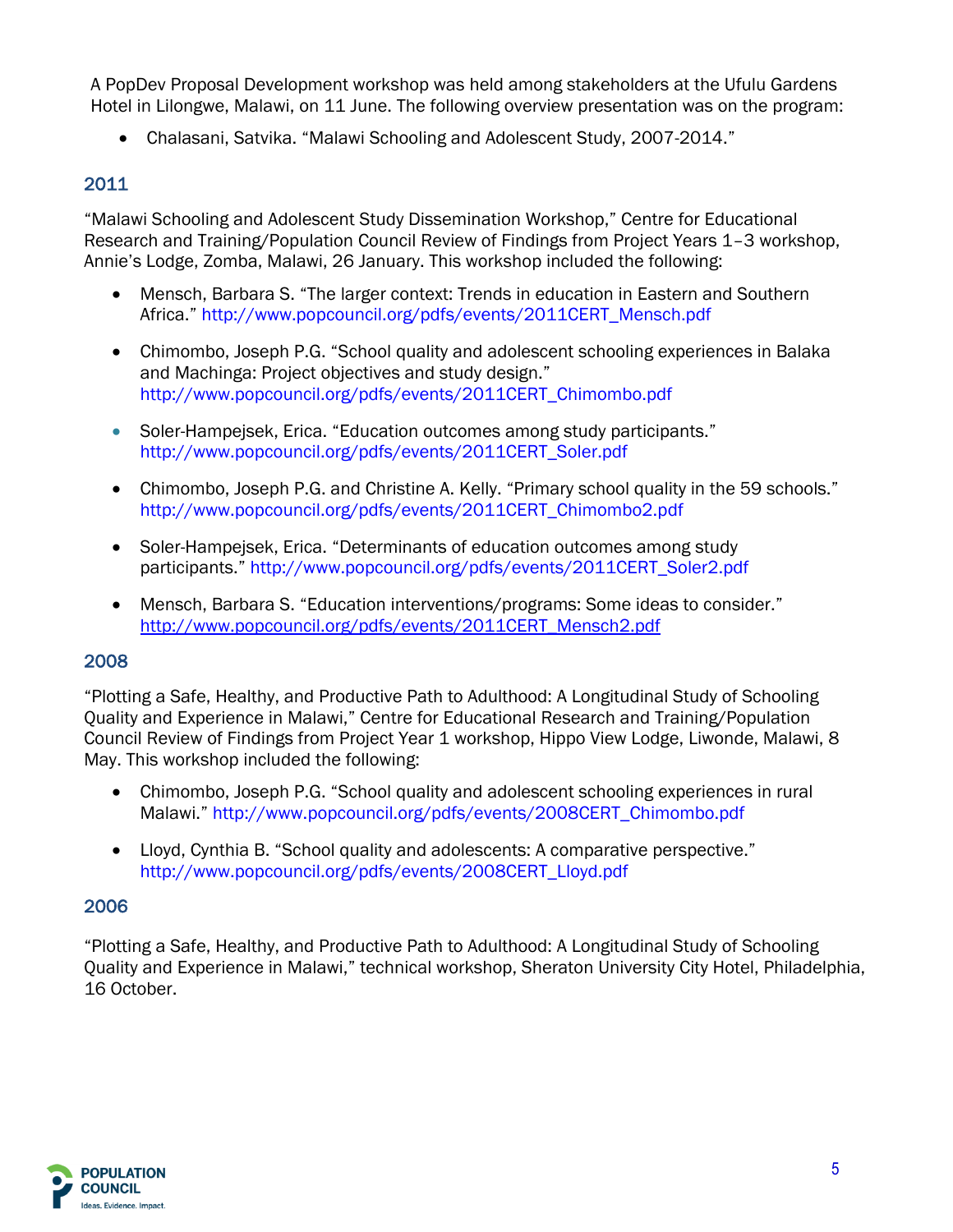A PopDev Proposal Development workshop was held among stakeholders at the Ufulu Gardens Hotel in Lilongwe, Malawi, on 11 June. The following overview presentation was on the program:

- Chalasani, Satvika. "Malawi Schooling and Adolescent Study, 2007-2014."

## 2011

"Malawi Schooling and Adolescent Study Dissemination Workshop," Centre for Educational Research and Training/Population Council Review of Findings from Project Years 1–3 workshop, Annie's Lodge, Zomba, Malawi, 26 January. This workshop included the following:

- Mensch, Barbara S. "The larger context: Trends in education in Eastern and Southern Africa." http://www.popcouncil.org/pdfs/events/2011CERT_Mensch.pdf
- Chimombo, Joseph P.G. "School quality and adolescent schooling experiences in Balaka and Machinga: Project objectives and study design." http://www.popcouncil.org/pdfs/events/2011CERT_Chimombo.pdf
- Soler-Hampejsek, Erica. "Education outcomes among study participants." http://www.popcouncil.org/pdfs/events/2011CERT_Soler.pdf
- Chimombo, Joseph P.G. and Christine A. Kelly. "Primary school quality in the 59 schools." http://www.popcouncil.org/pdfs/events/2011CERT_Chimombo2.pdf
- Soler-Hampejsek, Erica. "Determinants of education outcomes among study participants." http://www.popcouncil.org/pdfs/events/2011CERT_Soler2.pdf
- Mensch, Barbara S. "Education interventions/programs: Some ideas to consider." http://www.popcouncil.org/pdfs/events/2011CERT_Mensch2.pdf

## 2008

"Plotting a Safe, Healthy, and Productive Path to Adulthood: A Longitudinal Study of Schooling Quality and Experience in Malawi," Centre for Educational Research and Training/Population Council Review of Findings from Project Year 1 workshop, Hippo View Lodge, Liwonde, Malawi, 8 May. This workshop included the following:

- Chimombo, Joseph P.G. "School quality and adolescent schooling experiences in rural Malawi." http://www.popcouncil.org/pdfs/events/2008CERT_Chimombo.pdf
- Lloyd, Cynthia B. "School quality and adolescents: A comparative perspective." http://www.popcouncil.org/pdfs/events/2008CERT_Lloyd.pdf

## 2006

"Plotting a Safe, Healthy, and Productive Path to Adulthood: A Longitudinal Study of Schooling Quality and Experience in Malawi," technical workshop, Sheraton University City Hotel, Philadelphia, 16 October.